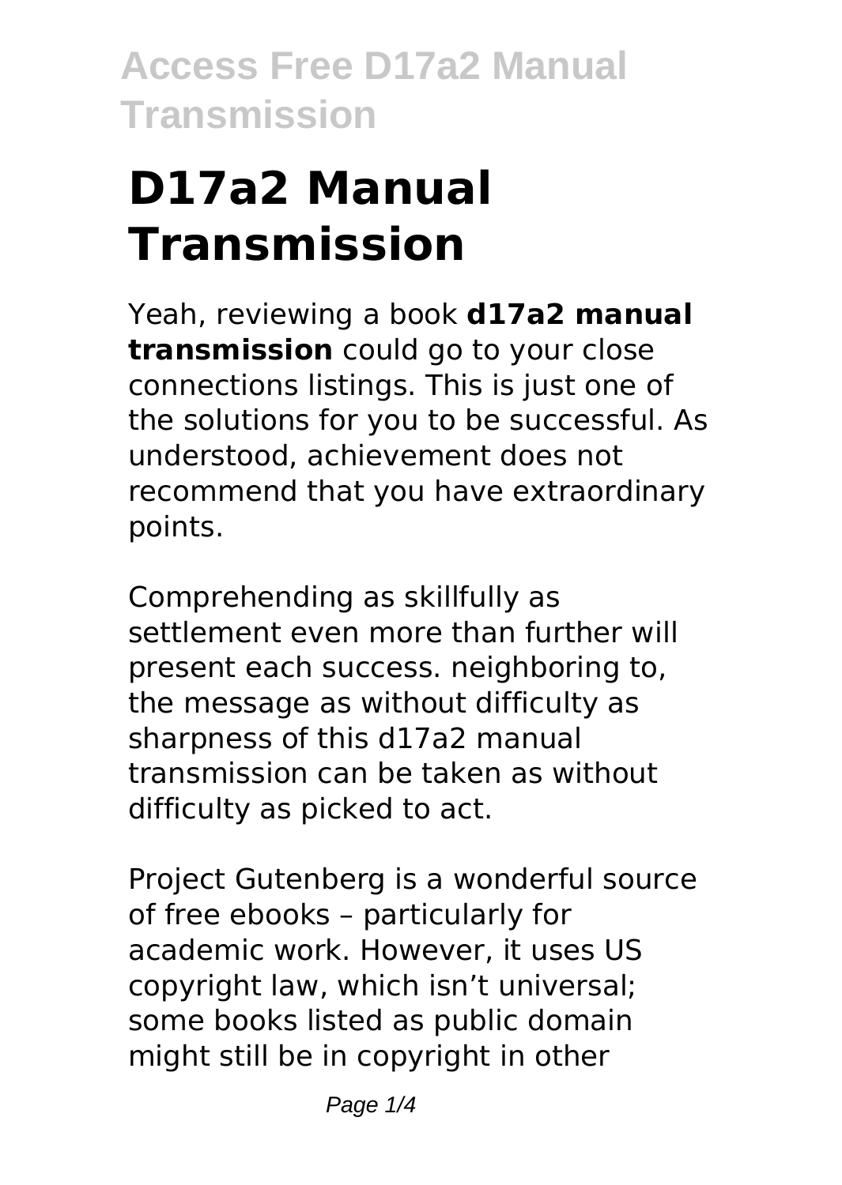# D17a2 Manual Transmission

Yeah, reviewing a book **d17a2 manual transmission** could go to your close connections listings. This is just one of the solutions for you to be successful. As understood, achievement does not recommend that you have extraordinary points.

Comprehending as skillfully as settlement even more than further will present each success. neighboring to, the message as without difficulty as sharpness of this d17a2 manual transmission can be taken as without difficulty as picked to act.

Project Gutenberg is a wonderful source of free ebooks – particularly for academic work. However, it uses US copyright law, which isn't universal; some books listed as public domain might still be in copyright in other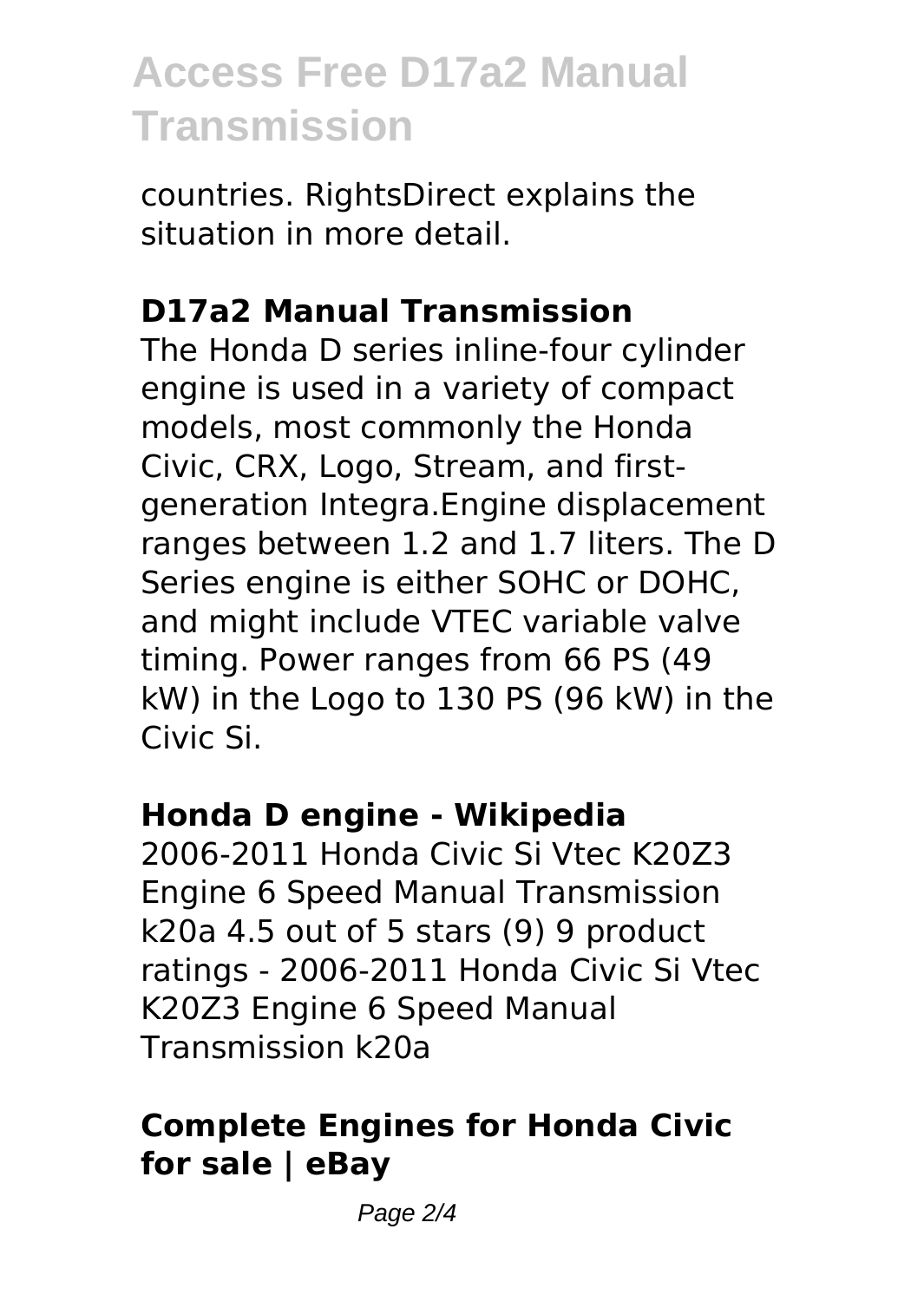countries. RightsDirect explains the situation in more detail.

## D17a2 Manual Transmission

The Honda D series inline-four cylinder engine is used in a variety of compact models, most commonly the Honda Civic, CRX, Logo, Stream, and first-generation Integra.Engine displacement ranges between 1.2 and 1.7 liters. The D Series engine is either SOHC or DOHC, and might include VTEC variable valve timing. Power ranges from 66 PS (49 kW) in the Logo to 130 PS (96 kW) in the Civic Si.

## Honda D engine - Wikipedia

2006-2011 Honda Civic Si Vtec K20Z3 Engine 6 Speed Manual Transmission k20a 4.5 out of 5 stars (9) 9 product ratings - 2006-2011 Honda Civic Si Vtec K20Z3 Engine 6 Speed Manual Transmission k20a

## Complete Engines for Honda Civic for sale | eBay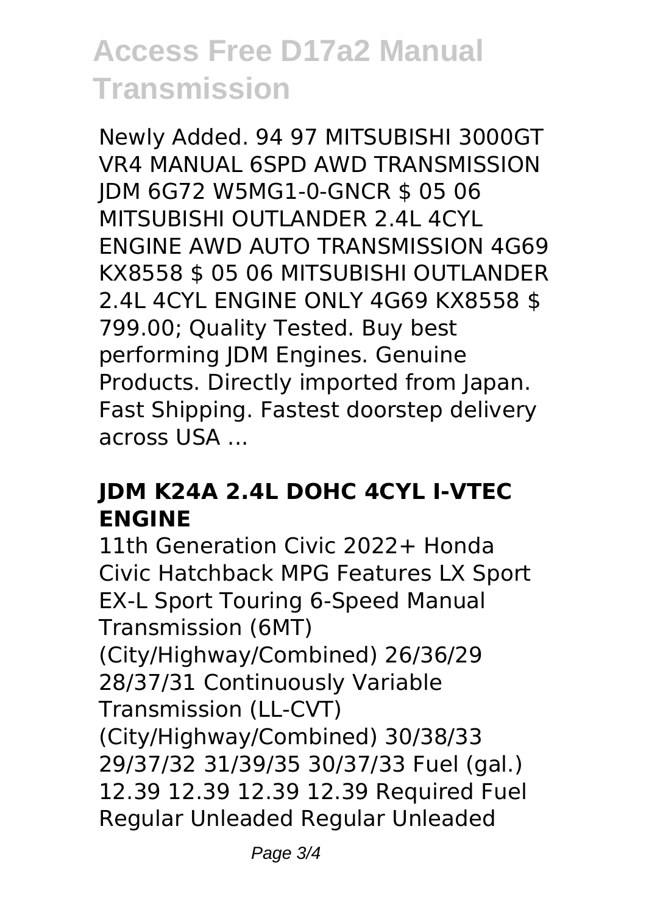# Access Free D17a2 Manual Transmission

Newly Added. 94 97 MITSUBISHI 3000GT VR4 MANUAL 6SPD AWD TRANSMISSION JDM 6G72 W5MG1-0-GNCR $ 05 06 MITSUBISHI OUTLANDER 2.4L 4CYL ENGINE AWD AUTO TRANSMISSION 4G69 KX8558 $ 05 06 MITSUBISHI OUTLANDER 2.4L 4CYL ENGINE ONLY 4G69 KX8558 $ 799.00; Quality Tested. Buy best performing JDM Engines. Genuine Products. Directly imported from Japan. Fast Shipping. Fastest doorstep delivery across USA ...

### JDM K24A 2.4L DOHC 4CYL I-VTEC ENGINE

11th Generation Civic 2022+ Honda Civic Hatchback MPG Features LX Sport EX-L Sport Touring 6-Speed Manual Transmission (6MT) (City/Highway/Combined) 26/36/29 28/37/31 Continuously Variable Transmission (LL-CVT) (City/Highway/Combined) 30/38/33 29/37/32 31/39/35 30/37/33 Fuel (gal.) 12.39 12.39 12.39 12.39 Required Fuel Regular Unleaded Regular Unleaded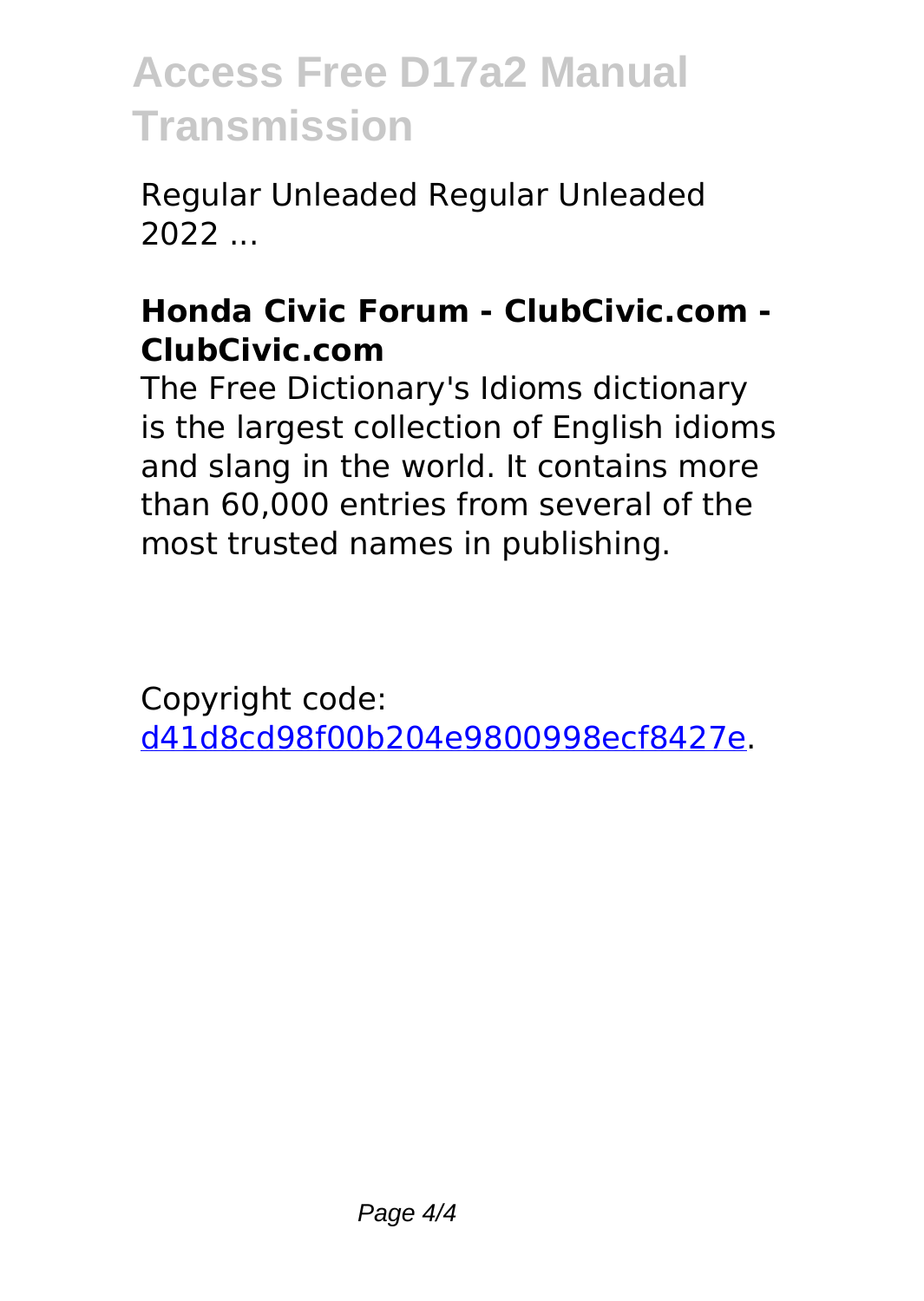Regular Unleaded Regular Unleaded 2022 ...

**Honda Civic Forum - ClubCivic.com - ClubCivic.com**

The Free Dictionary's Idioms dictionary is the largest collection of English idioms and slang in the world. It contains more than 60,000 entries from several of the most trusted names in publishing.

Copyright code: d41d8cd98f00b204e9800998ecf8427e.